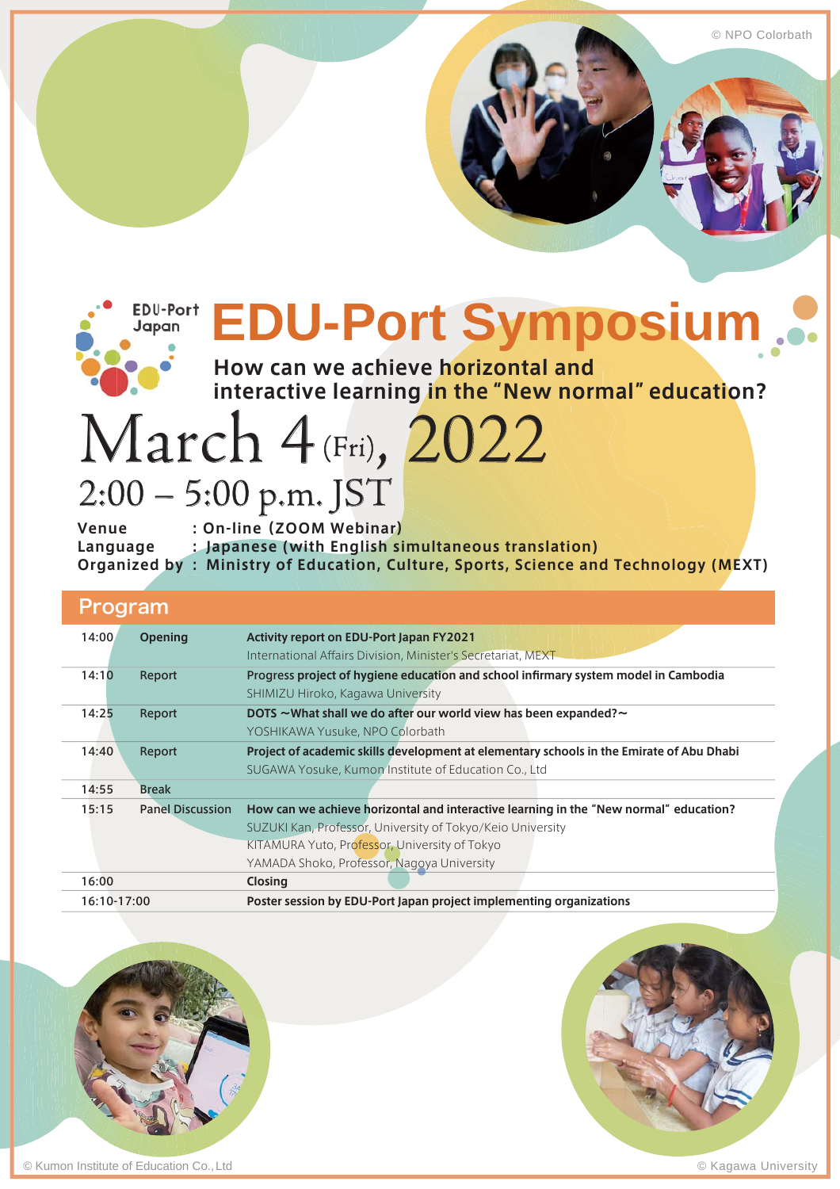© NPO Colorbath

EDU-Port Japan

# EDU-Port Symposium

**How can we achieve horizontal and interactive learning in the "New normal" education?**

## March 4 (Fri), 2022

## 2:00 – 5:00 p.m. JST

**Venue** : On-line (ZOOM Webinar)
**Language** : Japanese (with English simultaneous translation)
**Organized by** : Ministry of Education, Culture, Sports, Science and Technology (MEXT)

## Program

| Time | Session | Details |
|---|---|---|
| 14:00 | Opening | **Activity report on EDU-Port Japan FY2021**<br>International Affairs Division, Minister's Secretariat, MEXT |
| 14:10 | Report | **Progress project of hygiene education and school infirmary system model in Cambodia**<br>SHIMIZU Hiroko, Kagawa University |
| 14:25 | Report | **DOTS ～What shall we do after our world view has been expanded?～**<br>YOSHIKAWA Yusuke, NPO Colorbath |
| 14:40 | Report | **Project of academic skills development at elementary schools in the Emirate of Abu Dhabi**<br>SUGAWA Yosuke, Kumon Institute of Education Co., Ltd |
| 14:55 | Break | |
| 15:15 | Panel Discussion | **How can we achieve horizontal and interactive learning in the "New normal" education?**<br>SUZUKI Kan, Professor, University of Tokyo/Keio University<br>KITAMURA Yuto, Professor, University of Tokyo<br>YAMADA Shoko, Professor, Nagoya University |
| 16:00 | | **Closing** |
| 16:10-17:00 | | **Poster session by EDU-Port Japan project implementing organizations** |

© Kumon Institute of Education Co., Ltd

© Kagawa University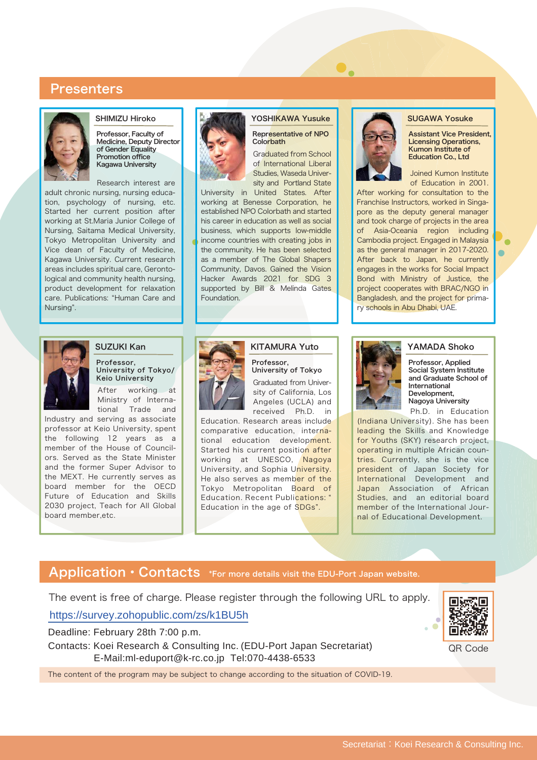## Presenters

### SHIMIZU Hiroko

**Professor, Faculty of Medicine, Deputy Director of Gender Equality Promotion office Kagawa University**

Research interest are adult chronic nursing, nursing education, psychology of nursing, etc. Started her current position after working at St.Maria Junior College of Nursing, Saitama Medical University, Tokyo Metropolitan University and Vice dean of Faculty of Medicine, Kagawa University. Current research areas includes spiritual care, Gerontological and community health nursing, product development for relaxation care. Publications: "Human Care and Nursing".

### YOSHIKAWA Yusuke

**Representative of NPO Colorbath**

Graduated from School of International Liberal Studies, Waseda University and Portland State University in United States. After working at Benesse Corporation, he established NPO Colorbath and started his career in education as well as social business, which supports low-middle income countries with creating jobs in the community. He has been selected as a member of The Global Shapers Community, Davos. Gained the Vision Hacker Awards 2021 for SDG 3 supported by Bill & Melinda Gates Foundation.

### SUGAWA Yosuke

**Assistant Vice President, Licensing Operations, Kumon Institute of Education Co., Ltd**

Joined Kumon Institute of Education in 2001. After working for consultation to the Franchise Instructors, worked in Singapore as the deputy general manager and took charge of projects in the area of Asia-Oceania region including Cambodia project. Engaged in Malaysia as the general manager in 2017-2020. After back to Japan, he currently engages in the works for Social Impact Bond with Ministry of Justice, the project cooperates with BRAC/NGO in Bangladesh, and the project for primary schools in Abu Dhabi, UAE.

### SUZUKI Kan

**Professor, University of Tokyo/ Keio University**

After working at Ministry of International Trade and Industry and serving as associate professor at Keio University, spent the following 12 years as a member of the House of Councilors. Served as the State Minister and the former Super Advisor to the MEXT. He currently serves as board member for the OECD Future of Education and Skills 2030 project, Teach for All Global board member,etc.

### KITAMURA Yuto

**Professor, University of Tokyo**

Graduated from University of California, Los Angeles (UCLA) and received Ph.D. in Education. Research areas include comparative education, international education development. Started his current position after working at UNESCO, Nagoya University, and Sophia University. He also serves as member of the Tokyo Metropolitan Board of Education. Recent Publications: " Education in the age of SDGs".

### YAMADA Shoko

**Professor, Applied Social System Institute and Graduate School of International Development, Nagoya University**

Ph.D. in Education (Indiana University). She has been leading the Skills and Knowledge for Youths (SKY) research project, operating in multiple African countries. Currently, she is the vice president of Japan Society for International Development and Japan Association of African Studies, and an editorial board member of the International Journal of Educational Development.

## Application・Contacts

*For more details visit the EDU-Port Japan website.

The event is free of charge. Please register through the following URL to apply.

https://survey.zohopublic.com/zs/k1BU5h

Deadline: February 28th 7:00 p.m.

Contacts: Koei Research & Consulting Inc. (EDU-Port Japan Secretariat)
E-Mail:ml-eduport@k-rc.co.jp Tel:070-4438-6533

QR Code

The content of the program may be subject to change according to the situation of COVID-19.

Secretariat：Koei Research & Consulting Inc.